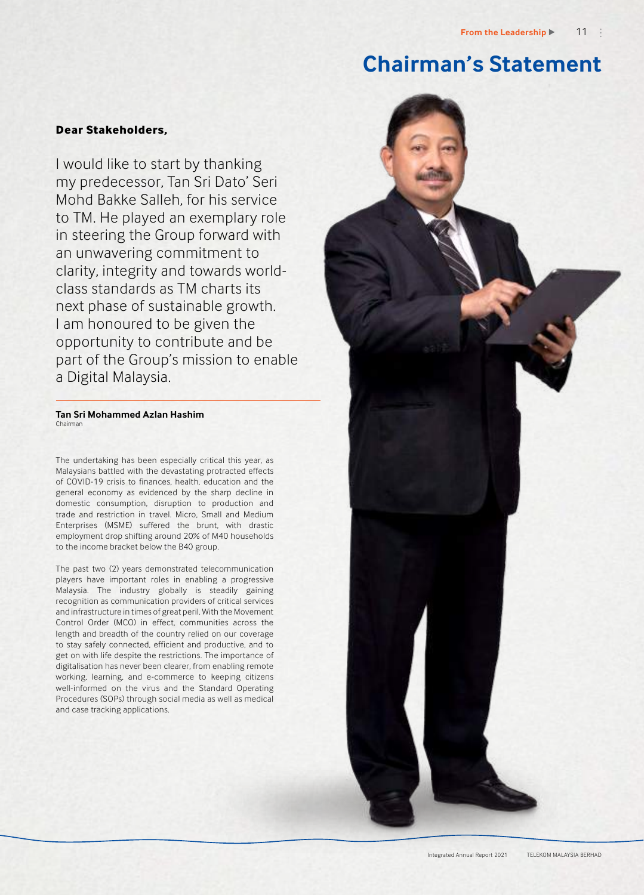# Chairman's Statement

**Dear Stakeholders,**

I would like to start by thanking my predecessor, Tan Sri Dato' Seri Mohd Bakke Salleh, for his service to TM. He played an exemplary role in steering the Group forward with an unwavering commitment to clarity, integrity and towards world-class standards as TM charts its next phase of sustainable growth. I am honoured to be given the opportunity to contribute and be part of the Group's mission to enable a Digital Malaysia.

**Tan Sri Mohammed Azlan Hashim**
Chairman

The undertaking has been especially critical this year, as Malaysians battled with the devastating protracted effects of COVID-19 crisis to finances, health, education and the general economy as evidenced by the sharp decline in domestic consumption, disruption to production and trade and restriction in travel. Micro, Small and Medium Enterprises (MSME) suffered the brunt, with drastic employment drop shifting around 20% of M40 households to the income bracket below the B40 group.

The past two (2) years demonstrated telecommunication players have important roles in enabling a progressive Malaysia. The industry globally is steadily gaining recognition as communication providers of critical services and infrastructure in times of great peril. With the Movement Control Order (MCO) in effect, communities across the length and breadth of the country relied on our coverage to stay safely connected, efficient and productive, and to get on with life despite the restrictions. The importance of digitalisation has never been clearer, from enabling remote working, learning, and e-commerce to keeping citizens well-informed on the virus and the Standard Operating Procedures (SOPs) through social media as well as medical and case tracking applications.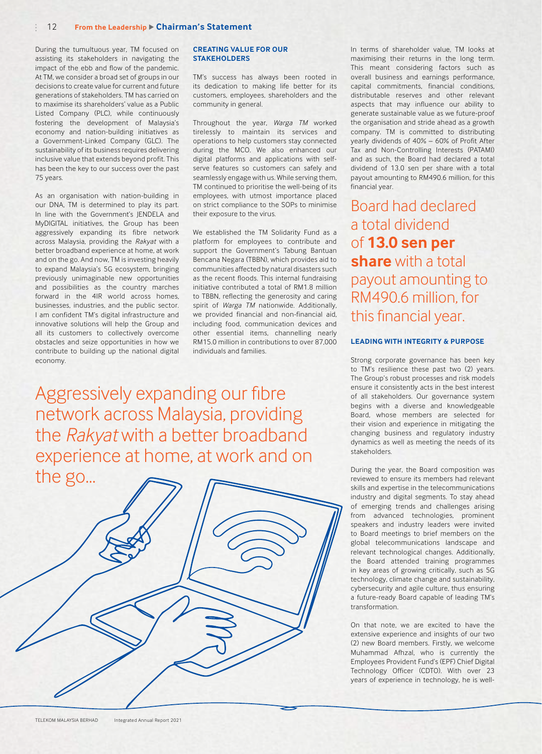During the tumultuous year, TM focused on assisting its stakeholders in navigating the impact of the ebb and flow of the pandemic. At TM, we consider a broad set of groups in our decisions to create value for current and future generations of stakeholders. TM has carried on to maximise its shareholders' value as a Public Listed Company (PLC), while continuously fostering the development of Malaysia's economy and nation-building initiatives as a Government-Linked Company (GLC). The sustainability of its business requires delivering inclusive value that extends beyond profit. This has been the key to our success over the past 75 years.

As an organisation with nation-building in our DNA, TM is determined to play its part. In line with the Government's JENDELA and MyDIGITAL initiatives, the Group has been aggressively expanding its fibre network across Malaysia, providing the *Rakyat* with a better broadband experience at home, at work and on the go. And now, TM is investing heavily to expand Malaysia's 5G ecosystem, bringing previously unimaginable new opportunities and possibilities as the country marches forward in the 4IR world across homes, businesses, industries, and the public sector. I am confident TM's digital infrastructure and innovative solutions will help the Group and all its customers to collectively overcome obstacles and seize opportunities in how we contribute to building up the national digital economy.

### CREATING VALUE FOR OUR STAKEHOLDERS

TM's success has always been rooted in its dedication to making life better for its customers, employees, shareholders and the community in general.

Throughout the year, *Warga TM* worked tirelessly to maintain its services and operations to help customers stay connected during the MCO. We also enhanced our digital platforms and applications with self-serve features so customers can safely and seamlessly engage with us. While serving them, TM continued to prioritise the well-being of its employees, with utmost importance placed on strict compliance to the SOPs to minimise their exposure to the virus.

We established the TM Solidarity Fund as a platform for employees to contribute and support the Government's Tabung Bantuan Bencana Negara (TBBN), which provides aid to communities affected by natural disasters such as the recent floods. This internal fundraising initiative contributed a total of RM1.8 million to TBBN, reflecting the generosity and caring spirit of *Warga TM* nationwide. Additionally, we provided financial and non-financial aid, including food, communication devices and other essential items, channelling nearly RM15.0 million in contributions to over 87,000 individuals and families.

Aggressively expanding our fibre network across Malaysia, providing the *Rakyat* with a better broadband experience at home, at work and on the go...

In terms of shareholder value, TM looks at maximising their returns in the long term. This meant considering factors such as overall business and earnings performance, capital commitments, financial conditions, distributable reserves and other relevant aspects that may influence our ability to generate sustainable value as we future-proof the organisation and stride ahead as a growth company. TM is committed to distributing yearly dividends of 40% – 60% of Profit After Tax and Non-Controlling Interests (PATAMI) and as such, the Board had declared a total dividend of 13.0 sen per share with a total payout amounting to RM490.6 million, for this financial year.

Board had declared a total dividend of **13.0 sen per share** with a total payout amounting to RM490.6 million, for this financial year.

### LEADING WITH INTEGRITY & PURPOSE

Strong corporate governance has been key to TM's resilience these past two (2) years. The Group's robust processes and risk models ensure it consistently acts in the best interest of all stakeholders. Our governance system begins with a diverse and knowledgeable Board, whose members are selected for their vision and experience in mitigating the changing business and regulatory industry dynamics as well as meeting the needs of its stakeholders.

During the year, the Board composition was reviewed to ensure its members had relevant skills and expertise in the telecommunications industry and digital segments. To stay ahead of emerging trends and challenges arising from advanced technologies, prominent speakers and industry leaders were invited to Board meetings to brief members on the global telecommunications landscape and relevant technological changes. Additionally, the Board attended training programmes in key areas of growing critically, such as 5G technology, climate change and sustainability, cybersecurity and agile culture, thus ensuring a future-ready Board capable of leading TM's transformation.

On that note, we are excited to have the extensive experience and insights of our two (2) new Board members. Firstly, we welcome Muhammad Afhzal, who is currently the Employees Provident Fund's (EPF) Chief Digital Technology Officer (CDTO). With over 23 years of experience in technology, he is well-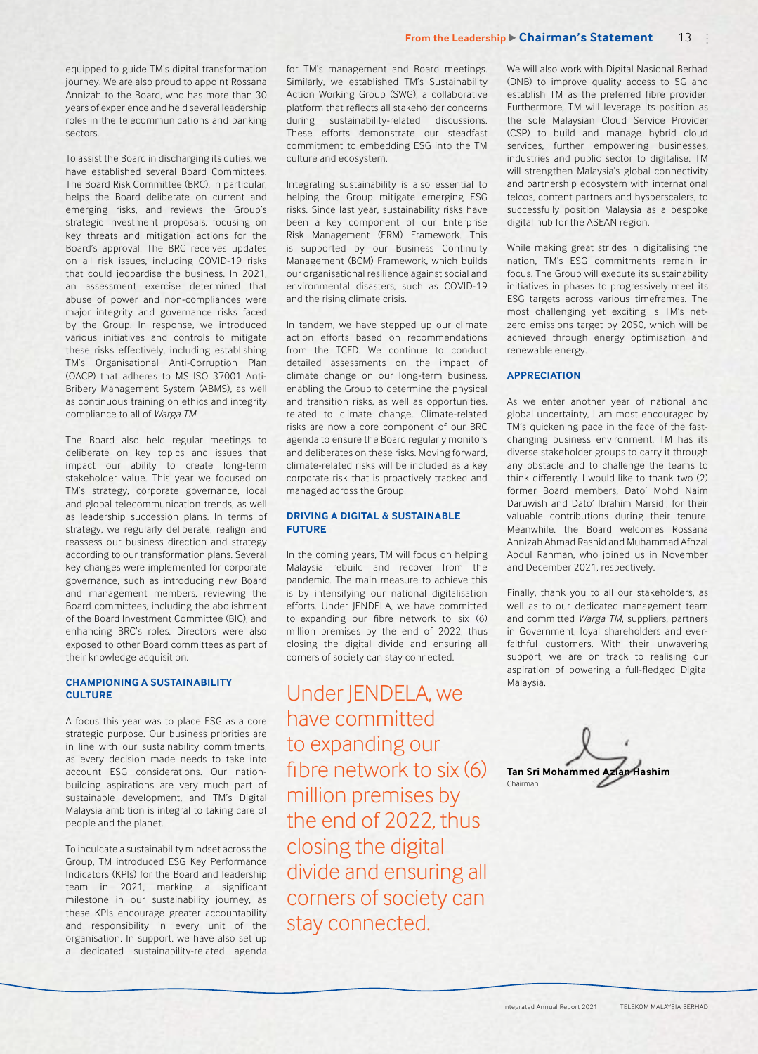equipped to guide TM's digital transformation journey. We are also proud to appoint Rossana Annizah to the Board, who has more than 30 years of experience and held several leadership roles in the telecommunications and banking sectors.

To assist the Board in discharging its duties, we have established several Board Committees. The Board Risk Committee (BRC), in particular, helps the Board deliberate on current and emerging risks, and reviews the Group's strategic investment proposals, focusing on key threats and mitigation actions for the Board's approval. The BRC receives updates on all risk issues, including COVID-19 risks that could jeopardise the business. In 2021, an assessment exercise determined that abuse of power and non-compliances were major integrity and governance risks faced by the Group. In response, we introduced various initiatives and controls to mitigate these risks effectively, including establishing TM's Organisational Anti-Corruption Plan (OACP) that adheres to MS ISO 37001 Anti-Bribery Management System (ABMS), as well as continuous training on ethics and integrity compliance to all of *Warga TM*.

The Board also held regular meetings to deliberate on key topics and issues that impact our ability to create long-term stakeholder value. This year we focused on TM's strategy, corporate governance, local and global telecommunication trends, as well as leadership succession plans. In terms of strategy, we regularly deliberate, realign and reassess our business direction and strategy according to our transformation plans. Several key changes were implemented for corporate governance, such as introducing new Board and management members, reviewing the Board committees, including the abolishment of the Board Investment Committee (BIC), and enhancing BRC's roles. Directors were also exposed to other Board committees as part of their knowledge acquisition.

## CHAMPIONING A SUSTAINABILITY CULTURE

A focus this year was to place ESG as a core strategic purpose. Our business priorities are in line with our sustainability commitments, as every decision made needs to take into account ESG considerations. Our nation-building aspirations are very much part of sustainable development, and TM's Digital Malaysia ambition is integral to taking care of people and the planet.

To inculcate a sustainability mindset across the Group, TM introduced ESG Key Performance Indicators (KPIs) for the Board and leadership team in 2021, marking a significant milestone in our sustainability journey, as these KPIs encourage greater accountability and responsibility in every unit of the organisation. In support, we have also set up a dedicated sustainability-related agenda for TM's management and Board meetings. Similarly, we established TM's Sustainability Action Working Group (SWG), a collaborative platform that reflects all stakeholder concerns during sustainability-related discussions. These efforts demonstrate our steadfast commitment to embedding ESG into the TM culture and ecosystem.

Integrating sustainability is also essential to helping the Group mitigate emerging ESG risks. Since last year, sustainability risks have been a key component of our Enterprise Risk Management (ERM) Framework. This is supported by our Business Continuity Management (BCM) Framework, which builds our organisational resilience against social and environmental disasters, such as COVID-19 and the rising climate crisis.

In tandem, we have stepped up our climate action efforts based on recommendations from the TCFD. We continue to conduct detailed assessments on the impact of climate change on our long-term business, enabling the Group to determine the physical and transition risks, as well as opportunities, related to climate change. Climate-related risks are now a core component of our BRC agenda to ensure the Board regularly monitors and deliberates on these risks. Moving forward, climate-related risks will be included as a key corporate risk that is proactively tracked and managed across the Group.

## DRIVING A DIGITAL & SUSTAINABLE FUTURE

In the coming years, TM will focus on helping Malaysia rebuild and recover from the pandemic. The main measure to achieve this is by intensifying our national digitalisation efforts. Under JENDELA, we have committed to expanding our fibre network to six (6) million premises by the end of 2022, thus closing the digital divide and ensuring all corners of society can stay connected.

> Under JENDELA, we have committed to expanding our fibre network to six (6) million premises by the end of 2022, thus closing the digital divide and ensuring all corners of society can stay connected.

We will also work with Digital Nasional Berhad (DNB) to improve quality access to 5G and establish TM as the preferred fibre provider. Furthermore, TM will leverage its position as the sole Malaysian Cloud Service Provider (CSP) to build and manage hybrid cloud services, further empowering businesses, industries and public sector to digitalise. TM will strengthen Malaysia's global connectivity and partnership ecosystem with international telcos, content partners and hysperscalers, to successfully position Malaysia as a bespoke digital hub for the ASEAN region.

While making great strides in digitalising the nation, TM's ESG commitments remain in focus. The Group will execute its sustainability initiatives in phases to progressively meet its ESG targets across various timeframes. The most challenging yet exciting is TM's net-zero emissions target by 2050, which will be achieved through energy optimisation and renewable energy.

## APPRECIATION

As we enter another year of national and global uncertainty, I am most encouraged by TM's quickening pace in the face of the fast-changing business environment. TM has its diverse stakeholder groups to carry it through any obstacle and to challenge the teams to think differently. I would like to thank two (2) former Board members, Dato' Mohd Naim Daruwish and Dato' Ibrahim Marsidi, for their valuable contributions during their tenure. Meanwhile, the Board welcomes Rossana Annizah Ahmad Rashid and Muhammad Afhzal Abdul Rahman, who joined us in November and December 2021, respectively.

Finally, thank you to all our stakeholders, as well as to our dedicated management team and committed *Warga TM*, suppliers, partners in Government, loyal shareholders and ever-faithful customers. With their unwavering support, we are on track to realising our aspiration of powering a full-fledged Digital Malaysia.

**Tan Sri Mohammed Azlan Hashim**
Chairman